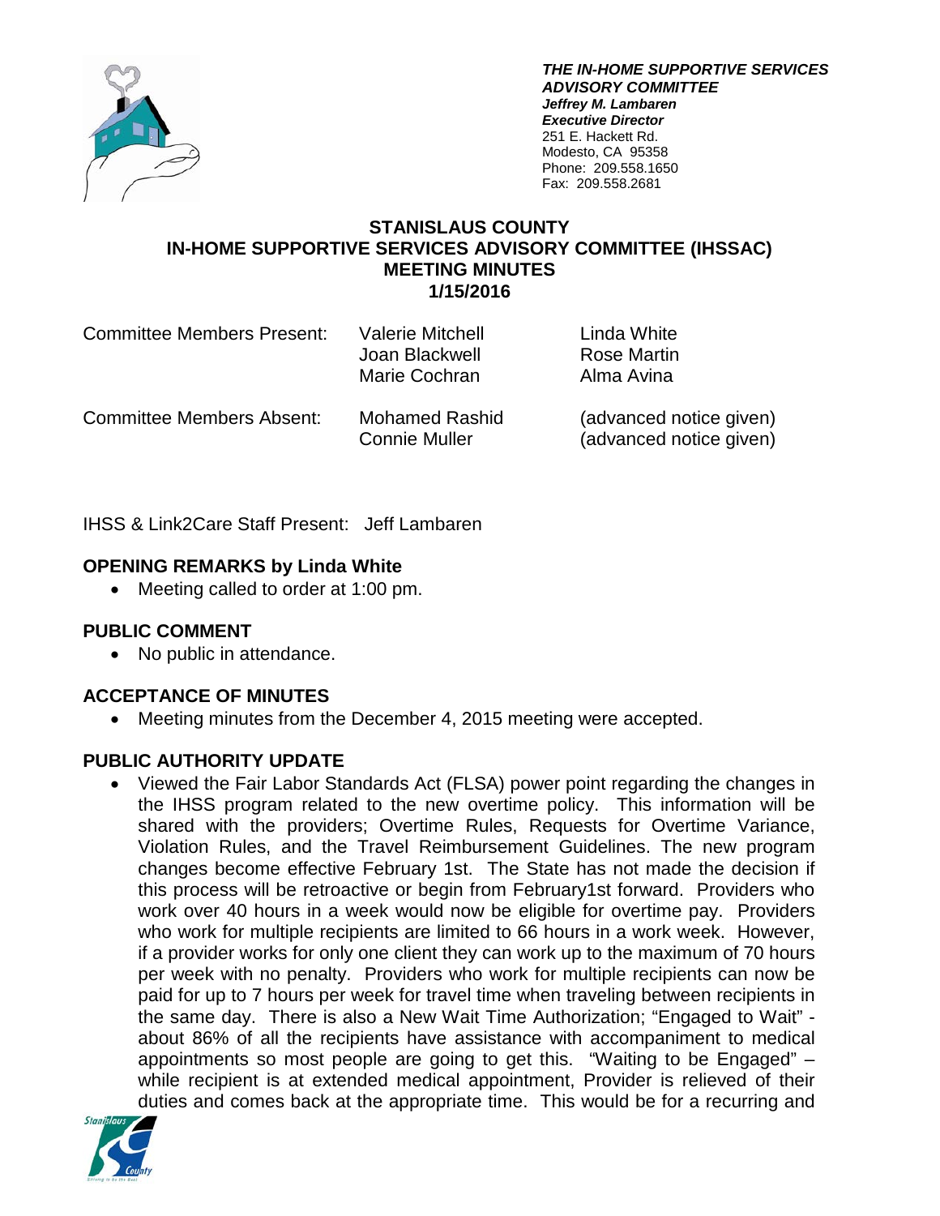***THE IN-HOME SUPPORTIVE SERVICES ADVISORY COMMITTEE***
***Jeffrey M. Lambaren***
***Executive Director***
251 E. Hackett Rd.
Modesto, CA 95358
Phone: 209.558.1650
Fax: 209.558.2681

# STANISLAUS COUNTY
# IN-HOME SUPPORTIVE SERVICES ADVISORY COMMITTEE (IHSSAC)
# MEETING MINUTES
# 1/15/2016

| Committee Members Present: | Valerie Mitchell | Linda White |
|---|---|---|
| | Joan Blackwell | Rose Martin |
| | Marie Cochran | Alma Avina |

| Committee Members Absent: | Mohamed Rashid | (advanced notice given) |
|---|---|---|
| | Connie Muller | (advanced notice given) |

IHSS & Link2Care Staff Present: Jeff Lambaren

## OPENING REMARKS by Linda White

- Meeting called to order at 1:00 pm.

## PUBLIC COMMENT

- No public in attendance.

## ACCEPTANCE OF MINUTES

- Meeting minutes from the December 4, 2015 meeting were accepted.

## PUBLIC AUTHORITY UPDATE

- Viewed the Fair Labor Standards Act (FLSA) power point regarding the changes in the IHSS program related to the new overtime policy. This information will be shared with the providers; Overtime Rules, Requests for Overtime Variance, Violation Rules, and the Travel Reimbursement Guidelines. The new program changes become effective February 1st. The State has not made the decision if this process will be retroactive or begin from February1st forward. Providers who work over 40 hours in a week would now be eligible for overtime pay. Providers who work for multiple recipients are limited to 66 hours in a work week. However, if a provider works for only one client they can work up to the maximum of 70 hours per week with no penalty. Providers who work for multiple recipients can now be paid for up to 7 hours per week for travel time when traveling between recipients in the same day. There is also a New Wait Time Authorization; "Engaged to Wait" - about 86% of all the recipients have assistance with accompaniment to medical appointments so most people are going to get this. "Waiting to be Engaged" – while recipient is at extended medical appointment, Provider is relieved of their duties and comes back at the appropriate time. This would be for a recurring and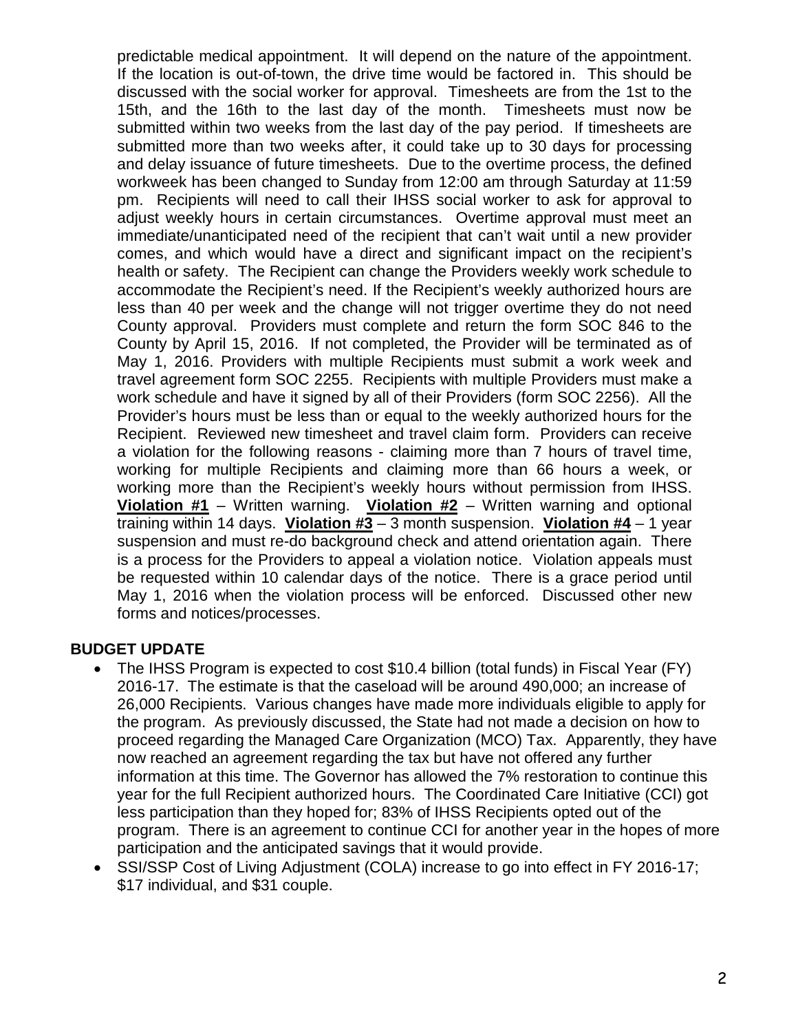predictable medical appointment. It will depend on the nature of the appointment. If the location is out-of-town, the drive time would be factored in. This should be discussed with the social worker for approval. Timesheets are from the 1st to the 15th, and the 16th to the last day of the month. Timesheets must now be submitted within two weeks from the last day of the pay period. If timesheets are submitted more than two weeks after, it could take up to 30 days for processing and delay issuance of future timesheets. Due to the overtime process, the defined workweek has been changed to Sunday from 12:00 am through Saturday at 11:59 pm. Recipients will need to call their IHSS social worker to ask for approval to adjust weekly hours in certain circumstances. Overtime approval must meet an immediate/unanticipated need of the recipient that can't wait until a new provider comes, and which would have a direct and significant impact on the recipient's health or safety. The Recipient can change the Providers weekly work schedule to accommodate the Recipient's need. If the Recipient's weekly authorized hours are less than 40 per week and the change will not trigger overtime they do not need County approval. Providers must complete and return the form SOC 846 to the County by April 15, 2016. If not completed, the Provider will be terminated as of May 1, 2016. Providers with multiple Recipients must submit a work week and travel agreement form SOC 2255. Recipients with multiple Providers must make a work schedule and have it signed by all of their Providers (form SOC 2256). All the Provider's hours must be less than or equal to the weekly authorized hours for the Recipient. Reviewed new timesheet and travel claim form. Providers can receive a violation for the following reasons - claiming more than 7 hours of travel time, working for multiple Recipients and claiming more than 66 hours a week, or working more than the Recipient's weekly hours without permission from IHSS. **Violation #1** – Written warning. **Violation #2** – Written warning and optional training within 14 days. **Violation #3** – 3 month suspension. **Violation #4** – 1 year suspension and must re-do background check and attend orientation again. There is a process for the Providers to appeal a violation notice. Violation appeals must be requested within 10 calendar days of the notice. There is a grace period until May 1, 2016 when the violation process will be enforced. Discussed other new forms and notices/processes.

**BUDGET UPDATE**

- The IHSS Program is expected to cost $10.4 billion (total funds) in Fiscal Year (FY) 2016-17. The estimate is that the caseload will be around 490,000; an increase of 26,000 Recipients. Various changes have made more individuals eligible to apply for the program. As previously discussed, the State had not made a decision on how to proceed regarding the Managed Care Organization (MCO) Tax. Apparently, they have now reached an agreement regarding the tax but have not offered any further information at this time. The Governor has allowed the 7% restoration to continue this year for the full Recipient authorized hours. The Coordinated Care Initiative (CCI) got less participation than they hoped for; 83% of IHSS Recipients opted out of the program. There is an agreement to continue CCI for another year in the hopes of more participation and the anticipated savings that it would provide.
- SSI/SSP Cost of Living Adjustment (COLA) increase to go into effect in FY 2016-17; $17 individual, and $31 couple.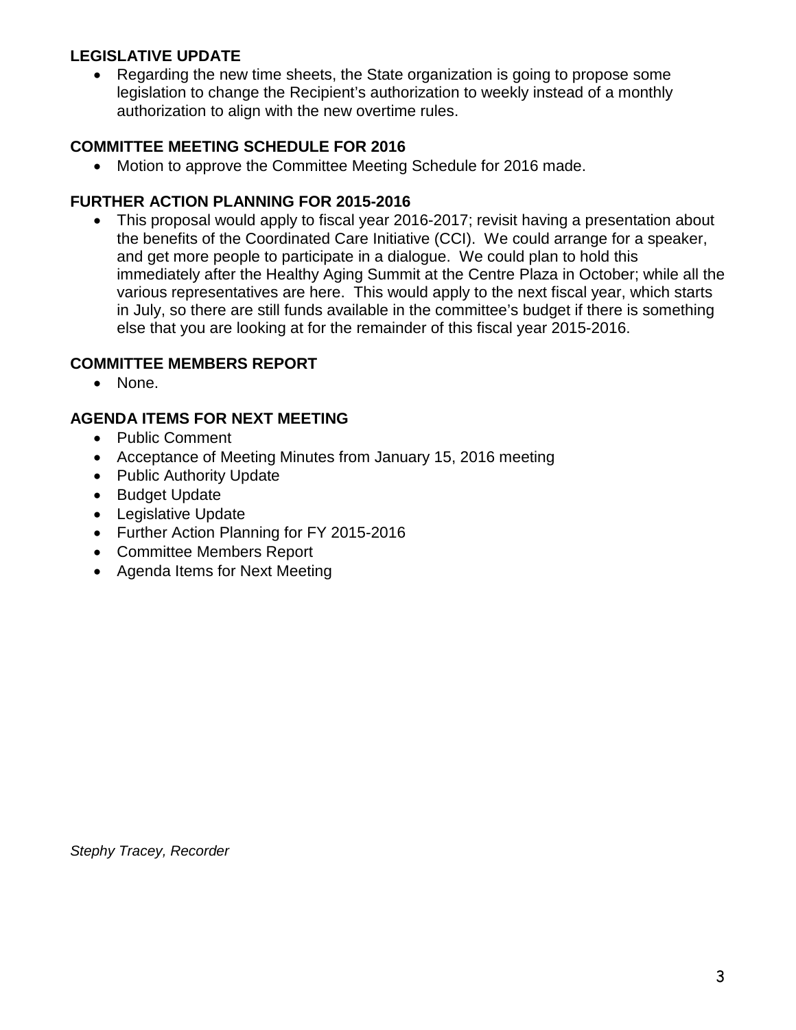## LEGISLATIVE UPDATE

- Regarding the new time sheets, the State organization is going to propose some legislation to change the Recipient's authorization to weekly instead of a monthly authorization to align with the new overtime rules.

## COMMITTEE MEETING SCHEDULE FOR 2016

- Motion to approve the Committee Meeting Schedule for 2016 made.

## FURTHER ACTION PLANNING FOR 2015-2016

- This proposal would apply to fiscal year 2016-2017; revisit having a presentation about the benefits of the Coordinated Care Initiative (CCI). We could arrange for a speaker, and get more people to participate in a dialogue. We could plan to hold this immediately after the Healthy Aging Summit at the Centre Plaza in October; while all the various representatives are here. This would apply to the next fiscal year, which starts in July, so there are still funds available in the committee's budget if there is something else that you are looking at for the remainder of this fiscal year 2015-2016.

## COMMITTEE MEMBERS REPORT

- None.

## AGENDA ITEMS FOR NEXT MEETING

- Public Comment
- Acceptance of Meeting Minutes from January 15, 2016 meeting
- Public Authority Update
- Budget Update
- Legislative Update
- Further Action Planning for FY 2015-2016
- Committee Members Report
- Agenda Items for Next Meeting

*Stephy Tracey, Recorder*